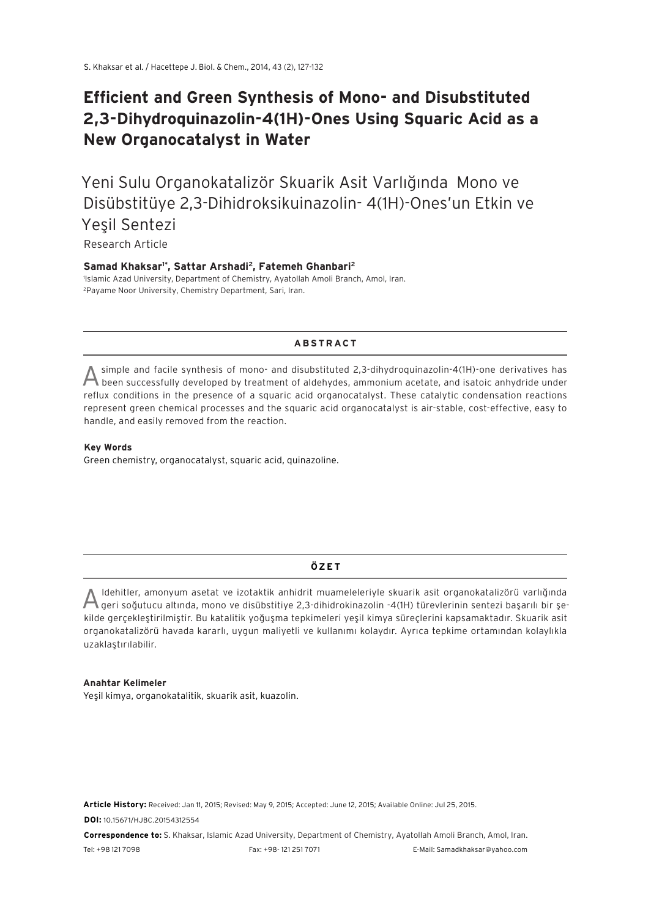# Efficient and Green Synthesis of Mono- and Disubstituted 2,3-Dihydroquinazolin-4(1H)-Ones Using Squaric Acid as a New Organocatalyst in Water

## Yeni Sulu Organokatalizör Skuarik Asit Varlığında Mono ve Disübstitüye 2,3-Dihidroksikuinazolin- 4(1H)-Ones'un Etkin ve Yeşil Sentezi

Research Article

**Samad Khaksar[1*], Sattar Arshadi[2], Fatemeh Ghanbari[2]**

[1]Islamic Azad University, Department of Chemistry, Ayatollah Amoli Branch, Amol, Iran.
[2]Payame Noor University, Chemistry Department, Sari, Iran.

## ABSTRACT

A simple and facile synthesis of mono- and disubstituted 2,3-dihydroquinazolin-4(1H)-one derivatives has been successfully developed by treatment of aldehydes, ammonium acetate, and isatoic anhydride under reflux conditions in the presence of a squaric acid organocatalyst. These catalytic condensation reactions represent green chemical processes and the squaric acid organocatalyst is air-stable, cost-effective, easy to handle, and easily removed from the reaction.

**Key Words**

Green chemistry, organocatalyst, squaric acid, quinazoline.

## ÖZET

Aldehitler, amonyum asetat ve izotaktik anhidrit muameleleriyle skuarik asit organokatalizörü varlığında geri soğutucu altında, mono ve disübstitiye 2,3-dihidrokinazolin -4(1H) türevlerinin sentezi başarılı bir şekilde gerçekleştirilmiştir. Bu katalitik yoğuşma tepkimeleri yeşil kimya süreçlerini kapsamaktadır. Skuarik asit organokatalizörü havada kararlı, uygun maliyetli ve kullanımı kolaydır. Ayrıca tepkime ortamından kolaylıkla uzaklaştırılabilir.

**Anahtar Kelimeler**

Yeşil kimya, organokatalitik, skuarik asit, kuazolin.

**Article History:** Received: Jan 11, 2015; Revised: May 9, 2015; Accepted: June 12, 2015; Available Online: Jul 25, 2015.

**DOI:** 10.15671/HJBC.20154312554

**Correspondence to:** S. Khaksar, Islamic Azad University, Department of Chemistry, Ayatollah Amoli Branch, Amol, Iran.

Tel: +98 121 7098 Fax: +98- 121 251 7071 E-Mail: Samadkhaksar@yahoo.com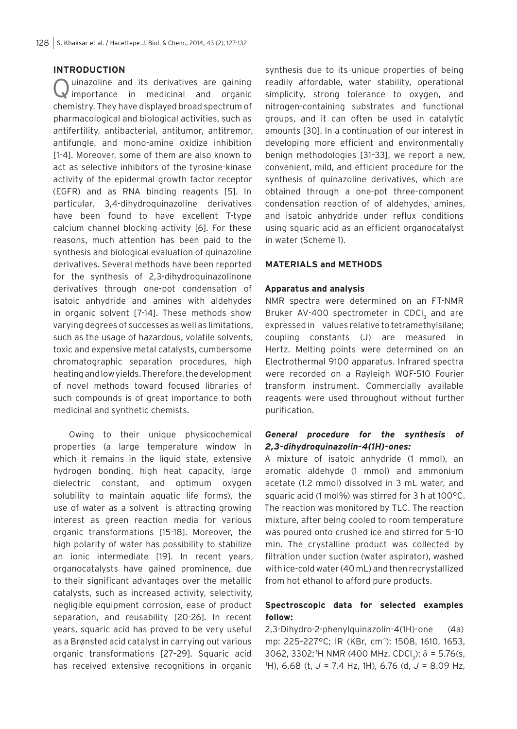## INTRODUCTION

Quinazoline and its derivatives are gaining importance in medicinal and organic chemistry. They have displayed broad spectrum of pharmacological and biological activities, such as antifertility, antibacterial, antitumor, antitremor, antifungle, and mono-amine oxidize inhibition [1-4]. Moreover, some of them are also known to act as selective inhibitors of the tyrosine-kinase activity of the epidermal growth factor receptor (EGFR) and as RNA binding reagents [5]. In particular, 3,4-dihydroquinazoline derivatives have been found to have excellent T-type calcium channel blocking activity [6]. For these reasons, much attention has been paid to the synthesis and biological evaluation of quinazoline derivatives. Several methods have been reported for the synthesis of 2,3-dihydroquinazolinone derivatives through one-pot condensation of isatoic anhydride and amines with aldehydes in organic solvent [7-14]. These methods show varying degrees of successes as well as limitations, such as the usage of hazardous, volatile solvents, toxic and expensive metal catalysts, cumbersome chromatographic separation procedures, high heating and low yields. Therefore, the development of novel methods toward focused libraries of such compounds is of great importance to both medicinal and synthetic chemists.

Owing to their unique physicochemical properties (a large temperature window in which it remains in the liquid state, extensive hydrogen bonding, high heat capacity, large dielectric constant, and optimum oxygen solubility to maintain aquatic life forms), the use of water as a solvent is attracting growing interest as green reaction media for various organic transformations [15-18]. Moreover, the high polarity of water has possibility to stabilize an ionic intermediate [19]. In recent years, organocatalysts have gained prominence, due to their significant advantages over the metallic catalysts, such as increased activity, selectivity, negligible equipment corrosion, ease of product separation, and reusability [20-26]. In recent years, squaric acid has proved to be very useful as a Brønsted acid catalyst in carrying out various organic transformations [27-29]. Squaric acid has received extensive recognitions in organic synthesis due to its unique properties of being readily affordable, water stability, operational simplicity, strong tolerance to oxygen, and nitrogen-containing substrates and functional groups, and it can often be used in catalytic amounts [30]. In a continuation of our interest in developing more efficient and environmentally benign methodologies [31–33], we report a new, convenient, mild, and efficient procedure for the synthesis of quinazoline derivatives, which are obtained through a one-pot three-component condensation reaction of of aldehydes, amines, and isatoic anhydride under reflux conditions using squaric acid as an efficient organocatalyst in water (Scheme 1).

## MATERIALS and METHODS

### Apparatus and analysis

NMR spectra were determined on an FT-NMR Bruker AV-400 spectrometer in $CDCl_3$ and are expressed in values relative to tetramethylsilane; coupling constants (J) are measured in Hertz. Melting points were determined on an Electrothermal 9100 apparatus. Infrared spectra were recorded on a Rayleigh WQF-510 Fourier transform instrument. Commercially available reagents were used throughout without further purification.

### *General procedure for the synthesis of 2,3-dihydroquinazolin-4(1H)-ones:*

A mixture of isatoic anhydride (1 mmol), an aromatic aldehyde (1 mmol) and ammonium acetate (1.2 mmol) dissolved in 3 mL water, and squaric acid (1 mol%) was stirred for 3 h at 100°C. The reaction was monitored by TLC. The reaction mixture, after being cooled to room temperature was poured onto crushed ice and stirred for 5–10 min. The crystalline product was collected by filtration under suction (water aspirator), washed with ice-cold water (40 mL) and then recrystallized from hot ethanol to afford pure products.

### Spectroscopic data for selected examples follow:

2,3-Dihydro-2-phenylquinazolin-4(1H)-one (4a) mp: 225–227°C; IR (KBr, $cm^{-1}$): 1508, 1610, 1653, 3062, 3302; $^1H$ NMR (400 MHz, $CDCl_3$): $\delta$ = 5.76(s, $^1$H), 6.68 (t, *J* = 7.4 Hz, 1H), 6.76 (d, *J* = 8.09 Hz,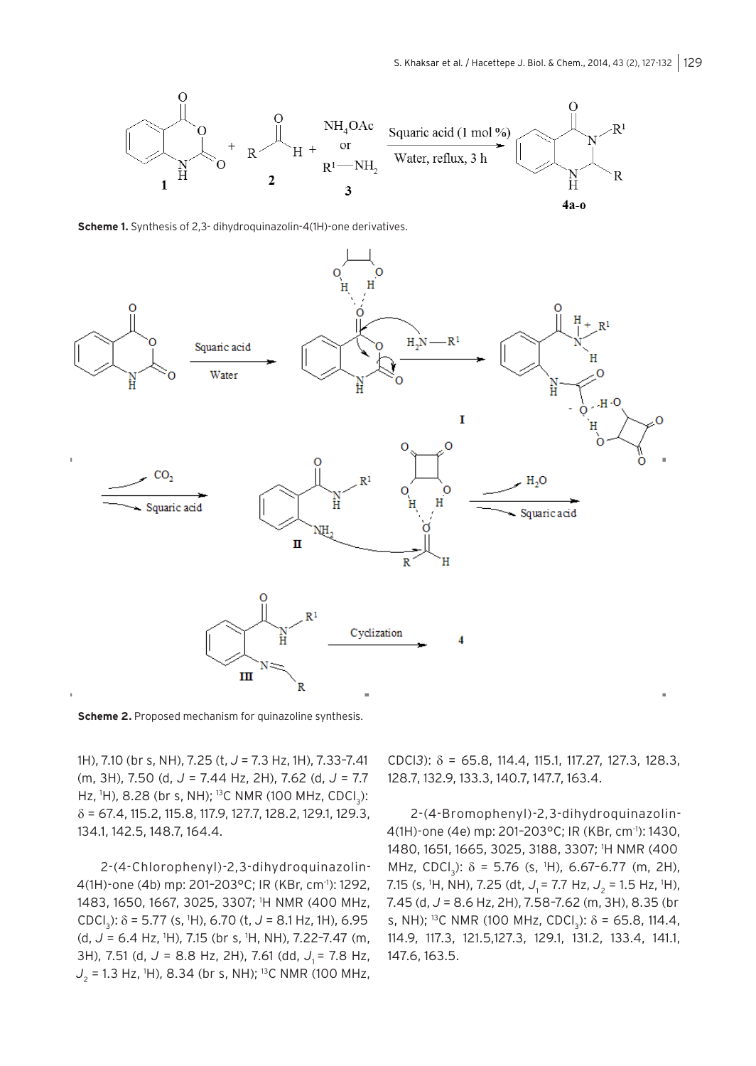**Scheme 1.** Synthesis of 2,3- dihydroquinazolin-4(1H)-one derivatives.

**Scheme 2.** Proposed mechanism for quinazoline synthesis.

1H), 7.10 (br s, NH), 7.25 (t, $J$ = 7.3 Hz, 1H), 7.33-7.41 (m, 3H), 7.50 (d, $J$ = 7.44 Hz, 2H), 7.62 (d, $J$ = 7.7 Hz, $^1$H), 8.28 (br s, NH); $^{13}$C NMR (100 MHz, $CDCl_3$): δ = 67.4, 115.2, 115.8, 117.9, 127.7, 128.2, 129.1, 129.3, 134.1, 142.5, 148.7, 164.4.

2-(4-Chlorophenyl)-2,3-dihydroquinazolin-4(1H)-one (4b) mp: 201-203°C; IR (KBr, cm$^{-1}$): 1292, 1483, 1650, 1667, 3025, 3307; $^1$H NMR (400 MHz, $CDCl_3$): δ = 5.77 (s, $^1$H), 6.70 (t, $J$ = 8.1 Hz, 1H), 6.95 (d, $J$ = 6.4 Hz, $^1$H), 7.15 (br s, $^1$H, NH), 7.22-7.47 (m, 3H), 7.51 (d, $J$ = 8.8 Hz, 2H), 7.61 (dd, $J_1$ = 7.8 Hz, $J_2$ = 1.3 Hz, $^1$H), 8.34 (br s, NH); $^{13}$C NMR (100 MHz, CDCl3): δ = 65.8, 114.4, 115.1, 117.27, 127.3, 128.3, 128.7, 132.9, 133.3, 140.7, 147.7, 163.4.

2-(4-Bromophenyl)-2,3-dihydroquinazolin-4(1H)-one (4e) mp: 201-203°C; IR (KBr, cm$^{-1}$): 1430, 1480, 1651, 1665, 3025, 3188, 3307; $^1$H NMR (400 MHz, $CDCl_3$): δ = 5.76 (s, $^1$H), 6.67-6.77 (m, 2H), 7.15 (s, $^1$H, NH), 7.25 (dt, $J_1$ = 7.7 Hz, $J_2$ = 1.5 Hz, $^1$H), 7.45 (d, $J$ = 8.6 Hz, 2H), 7.58-7.62 (m, 3H), 8.35 (br s, NH); $^{13}$C NMR (100 MHz, $CDCl_3$): δ = 65.8, 114.4, 114.9, 117.3, 121.5,127.3, 129.1, 131.2, 133.4, 141.1, 147.6, 163.5.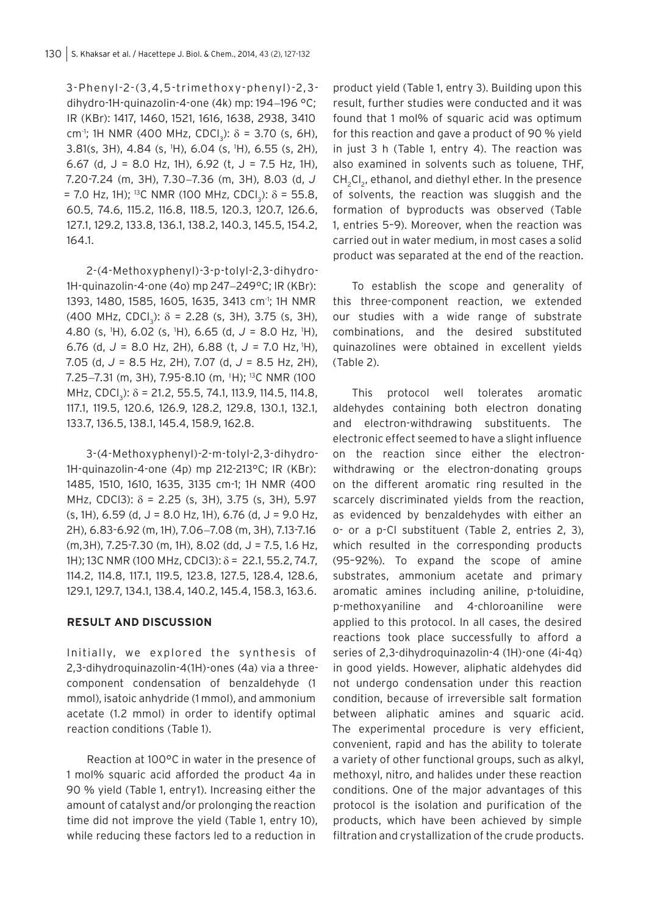3-Phenyl-2-(3,4,5-trimethoxy-phenyl)-2,3-dihydro-1H-quinazolin-4-one (4k) mp: 194–196 °C; IR (KBr): 1417, 1460, 1521, 1616, 1638, 2938, 3410 $cm^{-1}$; 1H NMR (400 MHz, $CDCl_3$): δ = 3.70 (s, 6H), 3.81(s, 3H), 4.84 (s, $^1$H), 6.04 (s, $^1$H), 6.55 (s, 2H), 6.67 (d, J = 8.0 Hz, 1H), 6.92 (t, J = 7.5 Hz, 1H), 7.20-7.24 (m, 3H), 7.30–7.36 (m, 3H), 8.03 (d, *J* = 7.0 Hz, 1H); $^{13}$C NMR (100 MHz, $CDCl_3$): δ = 55.8, 60.5, 74.6, 115.2, 116.8, 118.5, 120.3, 120.7, 126.6, 127.1, 129.2, 133.8, 136.1, 138.2, 140.3, 145.5, 154.2, 164.1.

2-(4-Methoxyphenyl)-3-p-tolyl-2,3-dihydro-1H-quinazolin-4-one (4o) mp 247–249°C; IR (KBr): 1393, 1480, 1585, 1605, 1635, 3413 $cm^{-1}$; 1H NMR (400 MHz, $CDCl_3$): δ = 2.28 (s, 3H), 3.75 (s, 3H), 4.80 (s, $^1$H), 6.02 (s, $^1$H), 6.65 (d, *J* = 8.0 Hz, $^1$H), 6.76 (d, *J* = 8.0 Hz, 2H), 6.88 (t, *J* = 7.0 Hz, $^1$H), 7.05 (d, *J* = 8.5 Hz, 2H), 7.07 (d, *J* = 8.5 Hz, 2H), 7.25–7.31 (m, 3H), 7.95-8.10 (m, $^1$H); $^{13}$C NMR (100 MHz, $CDCl_3$): δ = 21.2, 55.5, 74.1, 113.9, 114.5, 114.8, 117.1, 119.5, 120.6, 126.9, 128.2, 129.8, 130.1, 132.1, 133.7, 136.5, 138.1, 145.4, 158.9, 162.8.

3-(4-Methoxyphenyl)-2-m-tolyl-2,3-dihydro-1H-quinazolin-4-one (4p) mp 212-213°C; IR (KBr): 1485, 1510, 1610, 1635, 3135 cm-1; 1H NMR (400 MHz, CDCl3): δ = 2.25 (s, 3H), 3.75 (s, 3H), 5.97 (s, 1H), 6.59 (d, J = 8.0 Hz, 1H), 6.76 (d, J = 9.0 Hz, 2H), 6.83-6.92 (m, 1H), 7.06–7.08 (m, 3H), 7.13-7.16 (m,3H), 7.25-7.30 (m, 1H), 8.02 (dd, J = 7.5, 1.6 Hz, 1H); 13C NMR (100 MHz, CDCl3): δ = 22.1, 55.2, 74.7, 114.2, 114.8, 117.1, 119.5, 123.8, 127.5, 128.4, 128.6, 129.1, 129.7, 134.1, 138.4, 140.2, 145.4, 158.3, 163.6.

## RESULT AND DISCUSSION

Initially, we explored the synthesis of 2,3-dihydroquinazolin-4(1H)-ones (4a) via a three-component condensation of benzaldehyde (1 mmol), isatoic anhydride (1 mmol), and ammonium acetate (1.2 mmol) in order to identify optimal reaction conditions (Table 1).

Reaction at 100°C in water in the presence of 1 mol% squaric acid afforded the product 4a in 90 % yield (Table 1, entry1). Increasing either the amount of catalyst and/or prolonging the reaction time did not improve the yield (Table 1, entry 10), while reducing these factors led to a reduction in product yield (Table 1, entry 3). Building upon this result, further studies were conducted and it was found that 1 mol% of squaric acid was optimum for this reaction and gave a product of 90 % yield in just 3 h (Table 1, entry 4). The reaction was also examined in solvents such as toluene, THF, $CH_2Cl_2$, ethanol, and diethyl ether. In the presence of solvents, the reaction was sluggish and the formation of byproducts was observed (Table 1, entries 5–9). Moreover, when the reaction was carried out in water medium, in most cases a solid product was separated at the end of the reaction.

To establish the scope and generality of this three-component reaction, we extended our studies with a wide range of substrate combinations, and the desired substituted quinazolines were obtained in excellent yields (Table 2).

This protocol well tolerates aromatic aldehydes containing both electron donating and electron-withdrawing substituents. The electronic effect seemed to have a slight influence on the reaction since either the electron-withdrawing or the electron-donating groups on the different aromatic ring resulted in the scarcely discriminated yields from the reaction, as evidenced by benzaldehydes with either an o- or a p-Cl substituent (Table 2, entries 2, 3), which resulted in the corresponding products (95–92%). To expand the scope of amine substrates, ammonium acetate and primary aromatic amines including aniline, p-toluidine, p-methoxyaniline and 4-chloroaniline were applied to this protocol. In all cases, the desired reactions took place successfully to afford a series of 2,3-dihydroquinazolin-4 (1H)-one (4i-4q) in good yields. However, aliphatic aldehydes did not undergo condensation under this reaction condition, because of irreversible salt formation between aliphatic amines and squaric acid. The experimental procedure is very efficient, convenient, rapid and has the ability to tolerate a variety of other functional groups, such as alkyl, methoxyl, nitro, and halides under these reaction conditions. One of the major advantages of this protocol is the isolation and purification of the products, which have been achieved by simple filtration and crystallization of the crude products.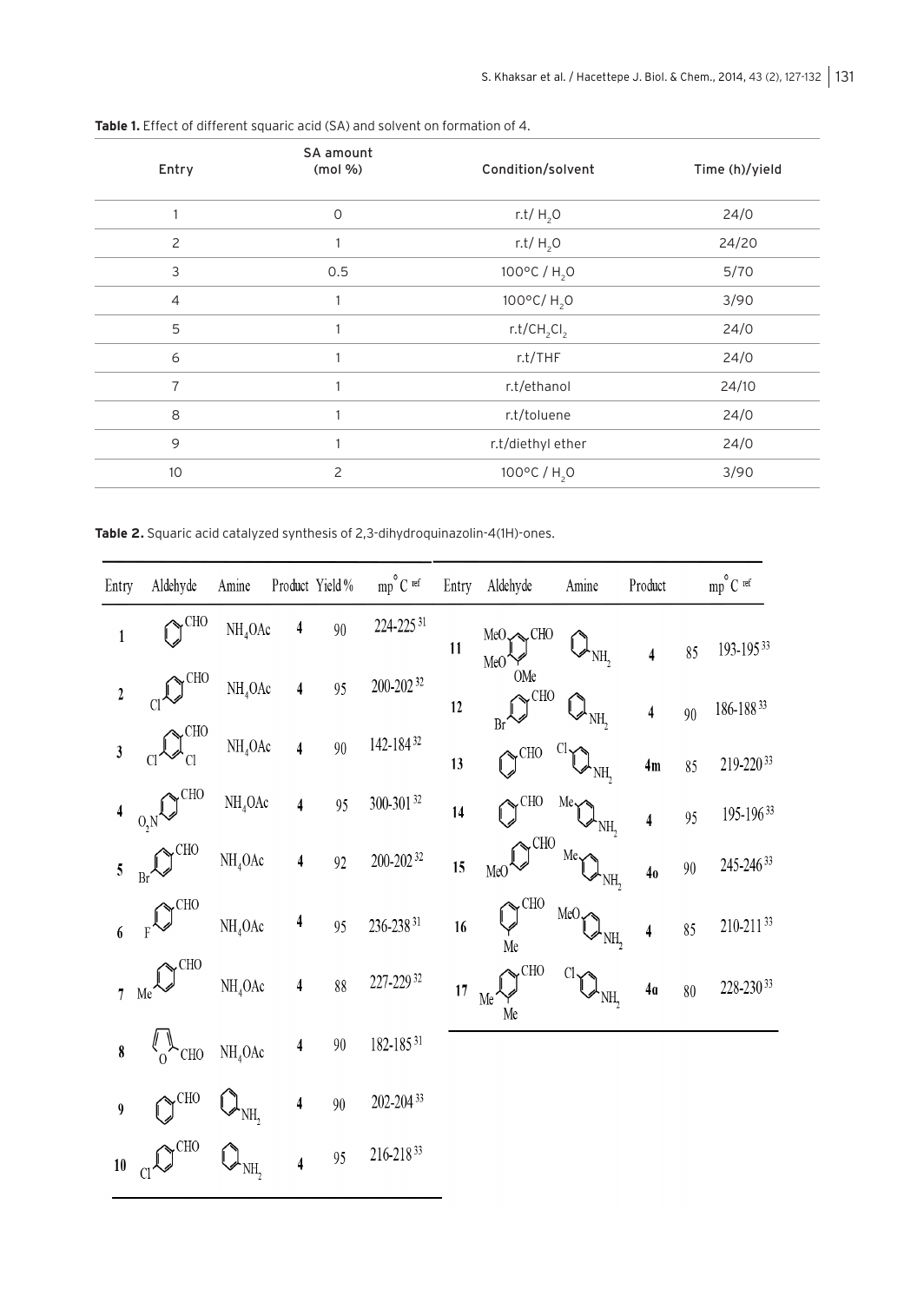**Table 1.** Effect of different squaric acid (SA) and solvent on formation of 4.

| Entry | SA amount (mol %) | Condition/solvent | Time (h)/yield |
|---|---|---|---|
| 1 | 0 | r.t/ $H_2O$ | 24/0 |
| 2 | 1 | r.t/ $H_2O$ | 24/20 |
| 3 | 0.5 | 100°C / $H_2O$ | 5/70 |
| 4 | 1 | 100°C/ $H_2O$ | 3/90 |
| 5 | 1 | r.t/$CH_2Cl_2$ | 24/0 |
| 6 | 1 | r.t/THF | 24/0 |
| 7 | 1 | r.t/ethanol | 24/10 |
| 8 | 1 | r.t/toluene | 24/0 |
| 9 | 1 | r.t/diethyl ether | 24/0 |
| 10 | 2 | 100°C / $H_2O$ | 3/90 |

**Table 2.** Squaric acid catalyzed synthesis of 2,3-dihydroquinazolin-4(1H)-ones.

| Entry | Aldehyde | Amine | Product | Yield % | mp °C [ref] |
|---|---|---|---|---|---|
| 1 | PhCHO | $NH_4OAc$ | 4 | 90 | 224-225 [31] |
| 2 | 4-Cl-C$_6$H$_4$CHO | $NH_4OAc$ | 4 | 95 | 200-202 [32] |
| 3 | 2,4-Cl$_2$-C$_6$H$_3$CHO | $NH_4OAc$ | 4 | 90 | 142-184 [32] |
| 4 | 4-O$_2$N-C$_6$H$_4$CHO | $NH_4OAc$ | 4 | 95 | 300-301 [32] |
| 5 | 4-Br-C$_6$H$_4$CHO | $NH_4OAc$ | 4 | 92 | 200-202 [32] |
| 6 | 4-F-C$_6$H$_4$CHO | $NH_4OAc$ | 4 | 95 | 236-238 [31] |
| 7 | 4-Me-C$_6$H$_4$CHO | $NH_4OAc$ | 4 | 88 | 227-229 [32] |
| 8 | Furfural (2-furyl-CHO) | $NH_4OAc$ | 4 | 90 | 182-185 [31] |
| 9 | PhCHO | PhNH$_2$ | 4 | 90 | 202-204 [33] |
| 10 | 4-Cl-C$_6$H$_4$CHO | PhNH$_2$ | 4 | 95 | 216-218 [33] |
| 11 | 3,4,5-(MeO)$_3$-C$_6$H$_2$CHO | PhNH$_2$ | 4 | 85 | 193-195 [33] |
| 12 | 4-Br-C$_6$H$_4$CHO | PhNH$_2$ | 4 | 90 | 186-188 [33] |
| 13 | PhCHO | 4-Cl-C$_6$H$_4$NH$_2$ | 4m | 85 | 219-220 [33] |
| 14 | PhCHO | 4-Me-C$_6$H$_4$NH$_2$ | 4 | 95 | 195-196 [33] |
| 15 | 4-MeO-C$_6$H$_4$CHO | 4-Me-C$_6$H$_4$NH$_2$ | 4o | 90 | 245-246 [33] |
| 16 | 2-Me-C$_6$H$_4$CHO | 4-MeO-C$_6$H$_4$NH$_2$ | 4 | 85 | 210-211 [33] |
| 17 | 2,4-Me$_2$-C$_6$H$_3$CHO | 4-Cl-C$_6$H$_4$NH$_2$ | 4a | 80 | 228-230 [33] |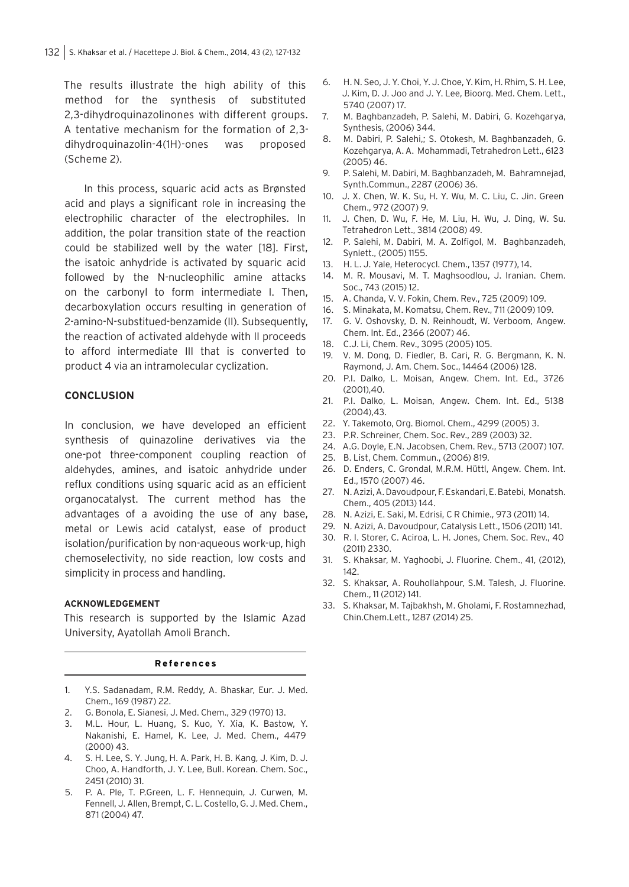The results illustrate the high ability of this method for the synthesis of substituted 2,3-dihydroquinazolinones with different groups. A tentative mechanism for the formation of 2,3-dihydroquinazolin-4(1H)-ones was proposed (Scheme 2).

In this process, squaric acid acts as Brønsted acid and plays a significant role in increasing the electrophilic character of the electrophiles. In addition, the polar transition state of the reaction could be stabilized well by the water [18]. First, the isatoic anhydride is activated by squaric acid followed by the N-nucleophilic amine attacks on the carbonyl to form intermediate I. Then, decarboxylation occurs resulting in generation of 2-amino-N-substitued-benzamide (II). Subsequently, the reaction of activated aldehyde with II proceeds to afford intermediate III that is converted to product 4 via an intramolecular cyclization.

## CONCLUSION

In conclusion, we have developed an efficient synthesis of quinazoline derivatives via the one-pot three-component coupling reaction of aldehydes, amines, and isatoic anhydride under reflux conditions using squaric acid as an efficient organocatalyst. The current method has the advantages of a avoiding the use of any base, metal or Lewis acid catalyst, ease of product isolation/purification by non-aqueous work-up, high chemoselectivity, no side reaction, low costs and simplicity in process and handling.

### ACKNOWLEDGEMENT

This research is supported by the Islamic Azad University, Ayatollah Amoli Branch.

## References

1. Y.S. Sadanadam, R.M. Reddy, A. Bhaskar, Eur. J. Med. Chem., 169 (1987) 22.
2. G. Bonola, E. Sianesi, J. Med. Chem., 329 (1970) 13.
3. M.L. Hour, L. Huang, S. Kuo, Y. Xia, K. Bastow, Y. Nakanishi, E. Hamel, K. Lee, J. Med. Chem., 4479 (2000) 43.
4. S. H. Lee, S. Y. Jung, H. A. Park, H. B. Kang, J. Kim, D. J. Choo, A. Handforth, J. Y. Lee, Bull. Korean. Chem. Soc., 2451 (2010) 31.
5. P. A. Ple, T. P.Green, L. F. Hennequin, J. Curwen, M. Fennell, J. Allen, Brempt, C. L. Costello, G. J. Med. Chem., 871 (2004) 47.
6. H. N. Seo, J. Y. Choi, Y. J. Choe, Y. Kim, H. Rhim, S. H. Lee, J. Kim, D. J. Joo and J. Y. Lee, Bioorg. Med. Chem. Lett., 5740 (2007) 17.
7. M. Baghbanzadeh, P. Salehi, M. Dabiri, G. Kozehgarya, Synthesis, (2006) 344.
8. M. Dabiri, P. Salehi,; S. Otokesh, M. Baghbanzadeh, G. Kozehgarya, A. A. Mohammadi, Tetrahedron Lett., 6123 (2005) 46.
9. P. Salehi, M. Dabiri, M. Baghbanzadeh, M. Bahramnejad, Synth.Commun., 2287 (2006) 36.
10. J. X. Chen, W. K. Su, H. Y. Wu, M. C. Liu, C. Jin. Green Chem., 972 (2007) 9.
11. J. Chen, D. Wu, F. He, M. Liu, H. Wu, J. Ding, W. Su. Tetrahedron Lett., 3814 (2008) 49.
12. P. Salehi, M. Dabiri, M. A. Zolfigol, M. Baghbanzadeh, Synlett., (2005) 1155.
13. H. L. J. Yale, Heterocycl. Chem., 1357 (1977), 14.
14. M. R. Mousavi, M. T. Maghsoodlou, J. Iranian. Chem. Soc., 743 (2015) 12.
15. A. Chanda, V. V. Fokin, Chem. Rev., 725 (2009) 109.
16. S. Minakata, M. Komatsu, Chem. Rev., 711 (2009) 109.
17. G. V. Oshovsky, D. N. Reinhoudt, W. Verboom, Angew. Chem. Int. Ed., 2366 (2007) 46.
18. C.J. Li, Chem. Rev., 3095 (2005) 105.
19. V. M. Dong, D. Fiedler, B. Cari, R. G. Bergmann, K. N. Raymond, J. Am. Chem. Soc., 14464 (2006) 128.
20. P.I. Dalko, L. Moisan, Angew. Chem. Int. Ed., 3726 (2001),40.
21. P.I. Dalko, L. Moisan, Angew. Chem. Int. Ed., 5138 (2004),43.
22. Y. Takemoto, Org. Biomol. Chem., 4299 (2005) 3.
23. P.R. Schreiner, Chem. Soc. Rev., 289 (2003) 32.
24. A.G. Doyle, E.N. Jacobsen, Chem. Rev., 5713 (2007) 107.
25. B. List, Chem. Commun., (2006) 819.
26. D. Enders, C. Grondal, M.R.M. Hüttl, Angew. Chem. Int. Ed., 1570 (2007) 46.
27. N. Azizi, A. Davoudpour, F. Eskandari, E. Batebi, Monatsh. Chem., 405 (2013) 144.
28. N. Azizi, E. Saki, M. Edrisi, C R Chimie., 973 (2011) 14.
29. N. Azizi, A. Davoudpour, Catalysis Lett., 1506 (2011) 141.
30. R. I. Storer, C. Aciroa, L. H. Jones, Chem. Soc. Rev., 40 (2011) 2330.
31. S. Khaksar, M. Yaghoobi, J. Fluorine. Chem., 41, (2012), 142.
32. S. Khaksar, A. Rouhollahpour, S.M. Talesh, J. Fluorine. Chem., 11 (2012) 141.
33. S. Khaksar, M. Tajbakhsh, M. Gholami, F. Rostamnezhad, Chin.Chem.Lett., 1287 (2014) 25.